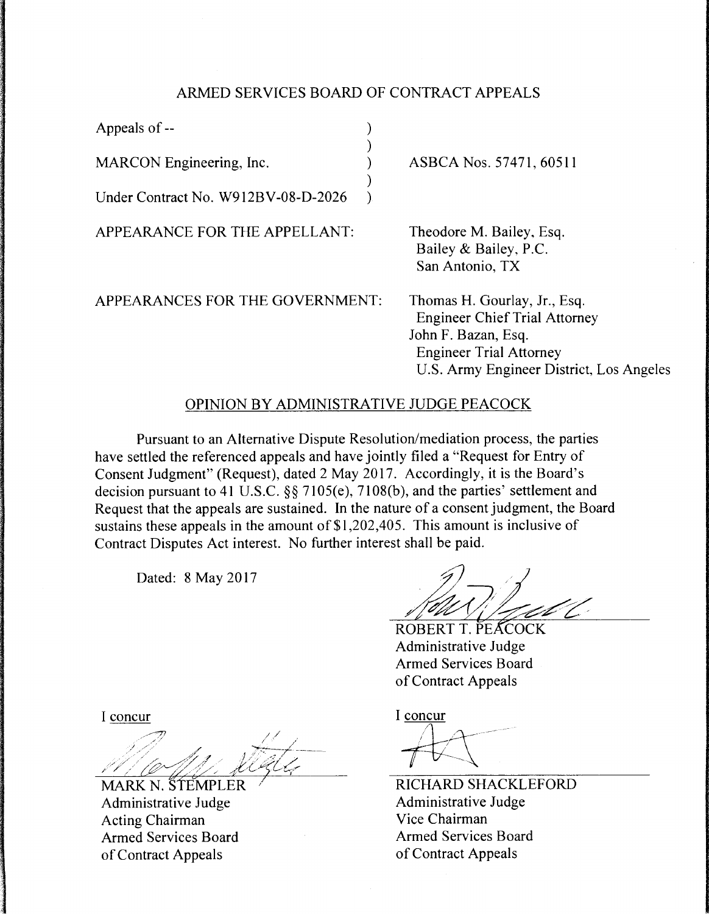# ARMED SERVICES BOARD OF CONTRACT APPEALS

| | |
|---|---|
| Appeals of -- | |
| MARCON Engineering, Inc. | ASBCA Nos. 57471, 60511 |
| Under Contract No. W912BV-08-D-2026 | |

APPEARANCE FOR THE APPELLANT:

Theodore M. Bailey, Esq.
Bailey & Bailey, P.C.
San Antonio, TX

APPEARANCES FOR THE GOVERNMENT:

Thomas H. Gourlay, Jr., Esq.
Engineer Chief Trial Attorney
John F. Bazan, Esq.
Engineer Trial Attorney
U.S. Army Engineer District, Los Angeles

## OPINION BY ADMINISTRATIVE JUDGE PEACOCK

Pursuant to an Alternative Dispute Resolution/mediation process, the parties have settled the referenced appeals and have jointly filed a "Request for Entry of Consent Judgment" (Request), dated 2 May 2017. Accordingly, it is the Board's decision pursuant to 41 U.S.C. §§ 7105(e), 7108(b), and the parties' settlement and Request that the appeals are sustained. In the nature of a consent judgment, the Board sustains these appeals in the amount of $1,202,405. This amount is inclusive of Contract Disputes Act interest. No further interest shall be paid.

Dated: 8 May 2017

ROBERT T. PEACOCK
Administrative Judge
Armed Services Board
of Contract Appeals

I concur

MARK N. STEMPLER
Administrative Judge
Acting Chairman
Armed Services Board
of Contract Appeals

I concur

RICHARD SHACKLEFORD
Administrative Judge
Vice Chairman
Armed Services Board
of Contract Appeals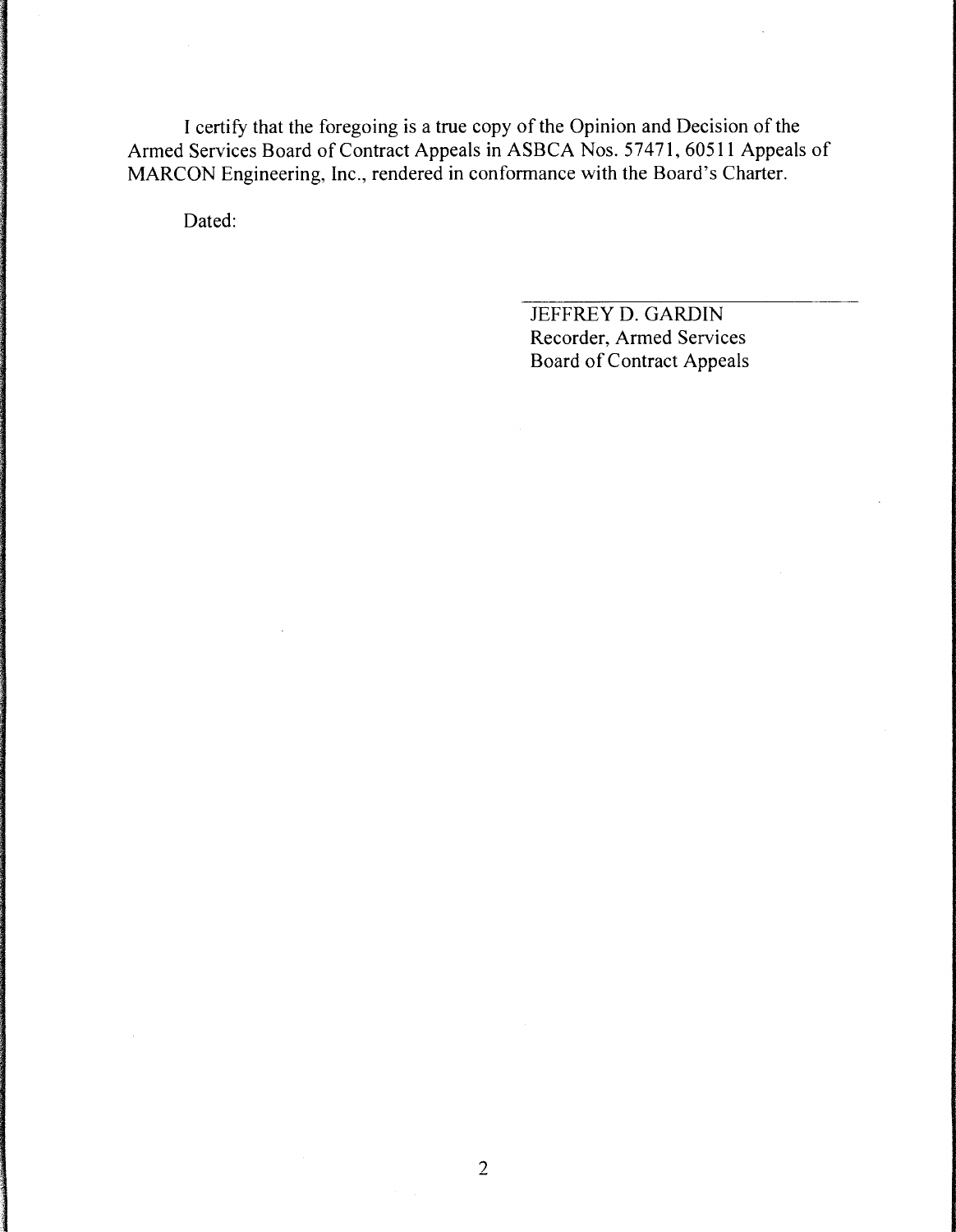I certify that the foregoing is a true copy of the Opinion and Decision of the Armed Services Board of Contract Appeals in ASBCA Nos. 57471, 60511 Appeals of MARCON Engineering, Inc., rendered in conformance with the Board's Charter.

Dated:

JEFFREY D. GARDIN
Recorder, Armed Services
Board of Contract Appeals